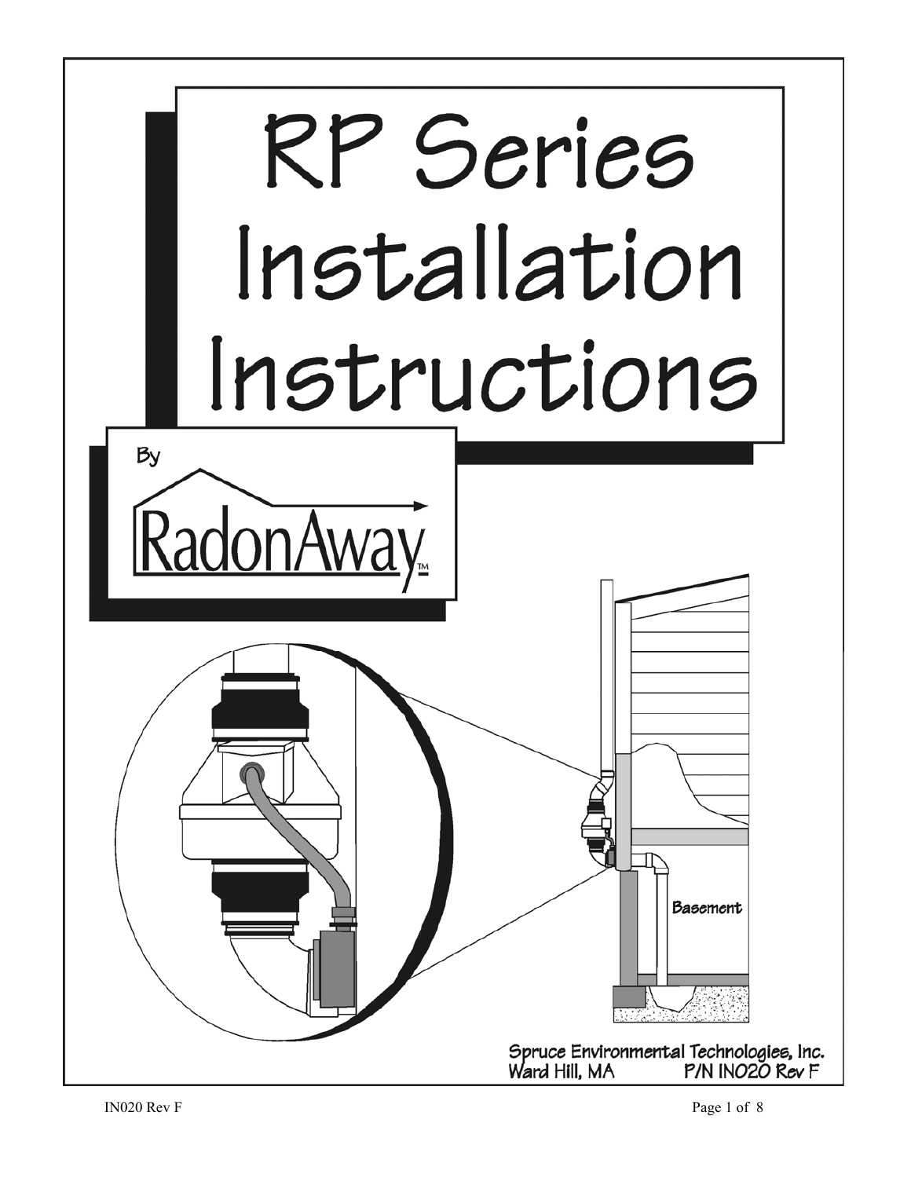# RP Series Installation Instructions

By

RadonAway™

Basement

Spruce Environmental Technologies, Inc.
Ward Hill, MA P/N IN020 Rev F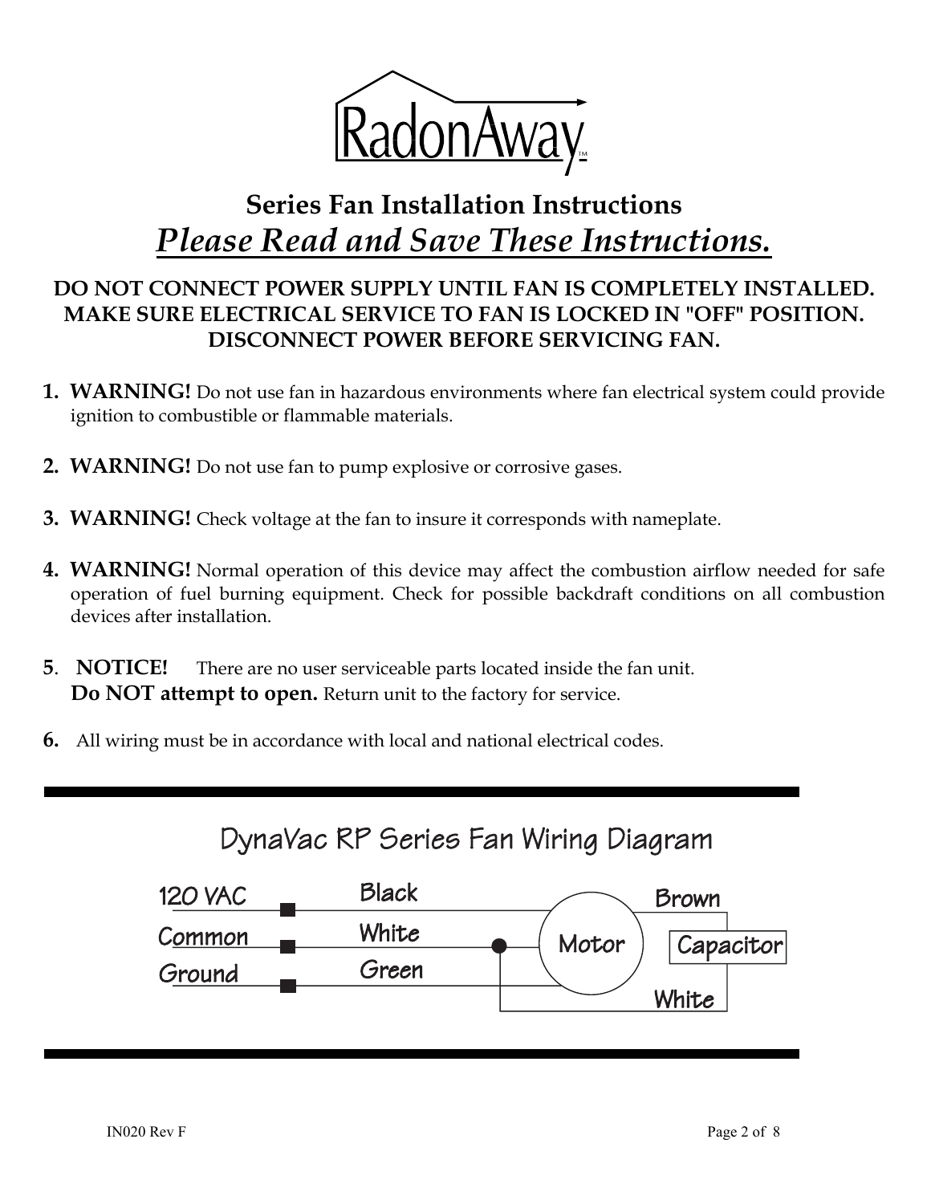RadonAway™

## Series Fan Installation Instructions

## *Please Read and Save These Instructions.*

**DO NOT CONNECT POWER SUPPLY UNTIL FAN IS COMPLETELY INSTALLED. MAKE SURE ELECTRICAL SERVICE TO FAN IS LOCKED IN "OFF" POSITION. DISCONNECT POWER BEFORE SERVICING FAN.**

1. **WARNING!** Do not use fan in hazardous environments where fan electrical system could provide ignition to combustible or flammable materials.

2. **WARNING!** Do not use fan to pump explosive or corrosive gases.

3. **WARNING!** Check voltage at the fan to insure it corresponds with nameplate.

4. **WARNING!** Normal operation of this device may affect the combustion airflow needed for safe operation of fuel burning equipment. Check for possible backdraft conditions on all combustion devices after installation.

5. **NOTICE!** There are no user serviceable parts located inside the fan unit. **Do NOT attempt to open.** Return unit to the factory for service.

6. All wiring must be in accordance with local and national electrical codes.

---

### DynaVac RP Series Fan Wiring Diagram

120 VAC — Black
Common — White
Ground — Green

Motor — Brown — Capacitor — White

---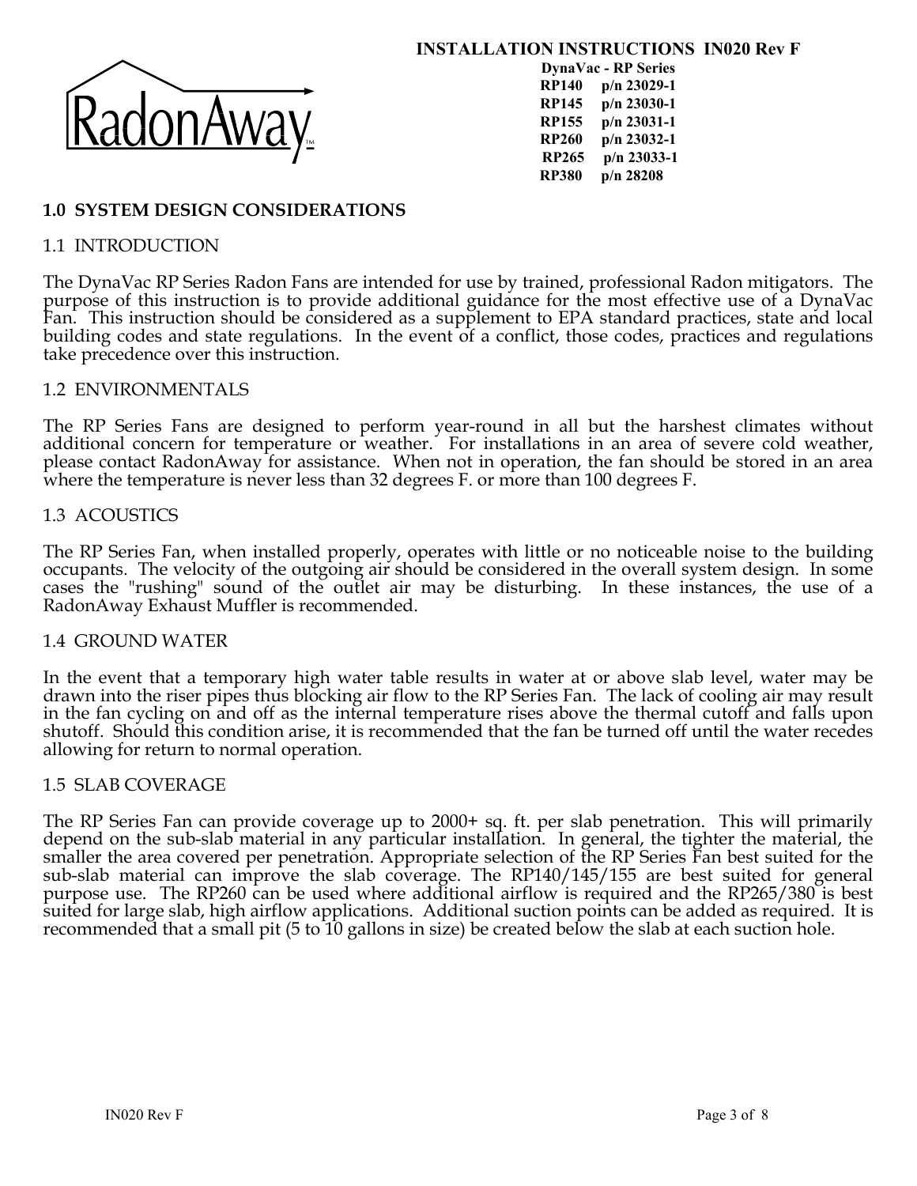**INSTALLATION INSTRUCTIONS IN020 Rev F**

**DynaVac - RP Series**
**RP140 p/n 23029-1**
**RP145 p/n 23030-1**
**RP155 p/n 23031-1**
**RP260 p/n 23032-1**
**RP265 p/n 23033-1**
**RP380 p/n 28208**

## 1.0 SYSTEM DESIGN CONSIDERATIONS

### 1.1 INTRODUCTION

The DynaVac RP Series Radon Fans are intended for use by trained, professional Radon mitigators. The purpose of this instruction is to provide additional guidance for the most effective use of a DynaVac Fan. This instruction should be considered as a supplement to EPA standard practices, state and local building codes and state regulations. In the event of a conflict, those codes, practices and regulations take precedence over this instruction.

### 1.2 ENVIRONMENTALS

The RP Series Fans are designed to perform year-round in all but the harshest climates without additional concern for temperature or weather. For installations in an area of severe cold weather, please contact RadonAway for assistance. When not in operation, the fan should be stored in an area where the temperature is never less than 32 degrees F. or more than 100 degrees F.

### 1.3 ACOUSTICS

The RP Series Fan, when installed properly, operates with little or no noticeable noise to the building occupants. The velocity of the outgoing air should be considered in the overall system design. In some cases the "rushing" sound of the outlet air may be disturbing. In these instances, the use of a RadonAway Exhaust Muffler is recommended.

### 1.4 GROUND WATER

In the event that a temporary high water table results in water at or above slab level, water may be drawn into the riser pipes thus blocking air flow to the RP Series Fan. The lack of cooling air may result in the fan cycling on and off as the internal temperature rises above the thermal cutoff and falls upon shutoff. Should this condition arise, it is recommended that the fan be turned off until the water recedes allowing for return to normal operation.

### 1.5 SLAB COVERAGE

The RP Series Fan can provide coverage up to 2000+ sq. ft. per slab penetration. This will primarily depend on the sub-slab material in any particular installation. In general, the tighter the material, the smaller the area covered per penetration. Appropriate selection of the RP Series Fan best suited for the sub-slab material can improve the slab coverage. The RP140/145/155 are best suited for general purpose use. The RP260 can be used where additional airflow is required and the RP265/380 is best suited for large slab, high airflow applications. Additional suction points can be added as required. It is recommended that a small pit (5 to 10 gallons in size) be created below the slab at each suction hole.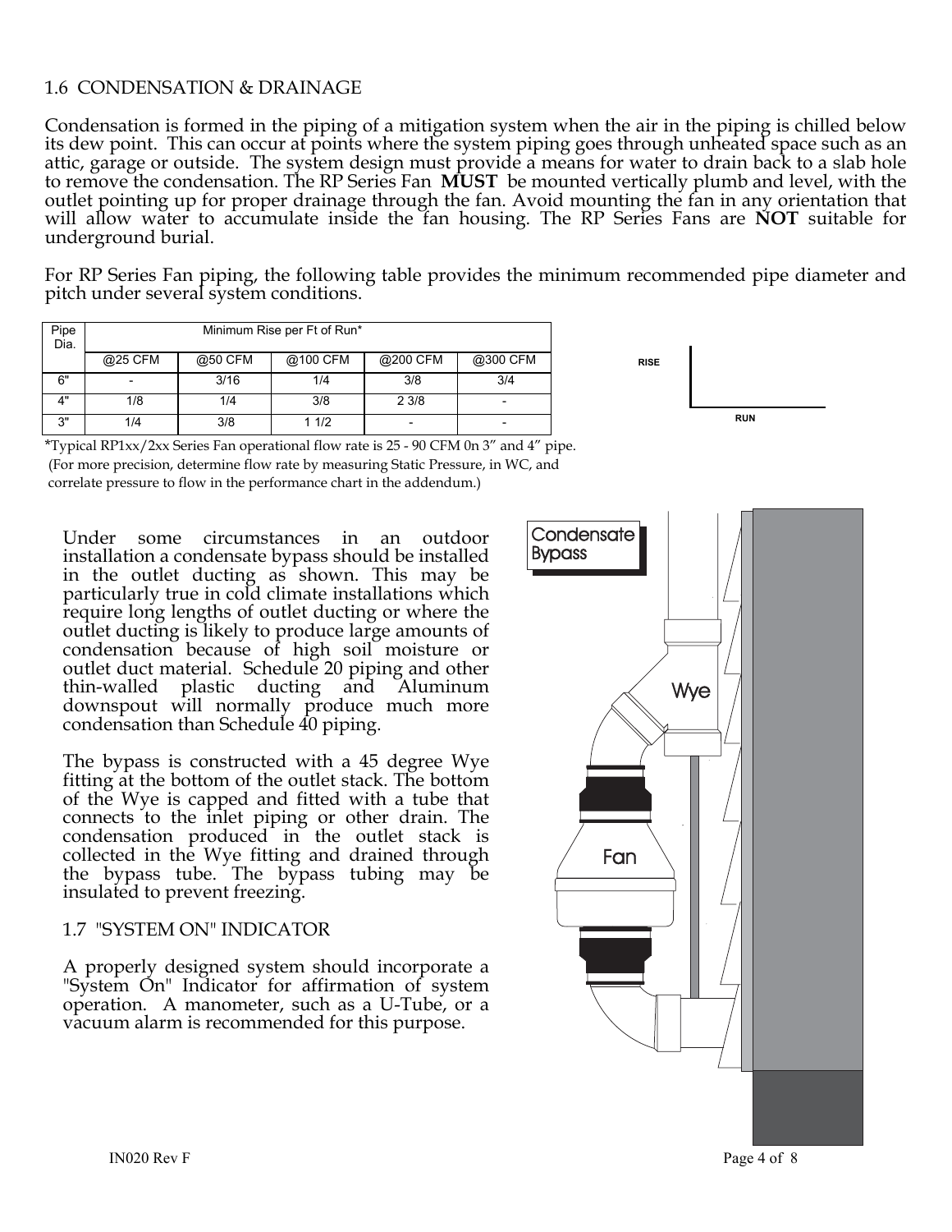## 1.6 CONDENSATION & DRAINAGE

Condensation is formed in the piping of a mitigation system when the air in the piping is chilled below its dew point. This can occur at points where the system piping goes through unheated space such as an attic, garage or outside. The system design must provide a means for water to drain back to a slab hole to remove the condensation. The RP Series Fan **MUST** be mounted vertically plumb and level, with the outlet pointing up for proper drainage through the fan. Avoid mounting the fan in any orientation that will allow water to accumulate inside the fan housing. The RP Series Fans are **NOT** suitable for underground burial.

For RP Series Fan piping, the following table provides the minimum recommended pipe diameter and pitch under several system conditions.

| Pipe Dia. | Minimum Rise per Ft of Run* | | | | |
|---|---|---|---|---|---|
| | @25 CFM | @50 CFM | @100 CFM | @200 CFM | @300 CFM |
| 6" | - | 3/16 | 1/4 | 3/8 | 3/4 |
| 4" | 1/8 | 1/4 | 3/8 | 2 3/8 | - |
| 3" | 1/4 | 3/8 | 1 1/2 | - | - |

*Typical RP1xx/2xx Series Fan operational flow rate is 25 - 90 CFM 0n 3" and 4" pipe. (For more precision, determine flow rate by measuring Static Pressure, in WC, and correlate pressure to flow in the performance chart in the addendum.)

Under some circumstances in an outdoor installation a condensate bypass should be installed in the outlet ducting as shown. This may be particularly true in cold climate installations which require long lengths of outlet ducting or where the outlet ducting is likely to produce large amounts of condensation because of high soil moisture or outlet duct material. Schedule 20 piping and other thin-walled plastic ducting and Aluminum downspout will normally produce much more condensation than Schedule 40 piping.

The bypass is constructed with a 45 degree Wye fitting at the bottom of the outlet stack. The bottom of the Wye is capped and fitted with a tube that connects to the inlet piping or other drain. The condensation produced in the outlet stack is collected in the Wye fitting and drained through the bypass tube. The bypass tubing may be insulated to prevent freezing.

## 1.7 "SYSTEM ON" INDICATOR

A properly designed system should incorporate a "System On" Indicator for affirmation of system operation. A manometer, such as a U-Tube, or a vacuum alarm is recommended for this purpose.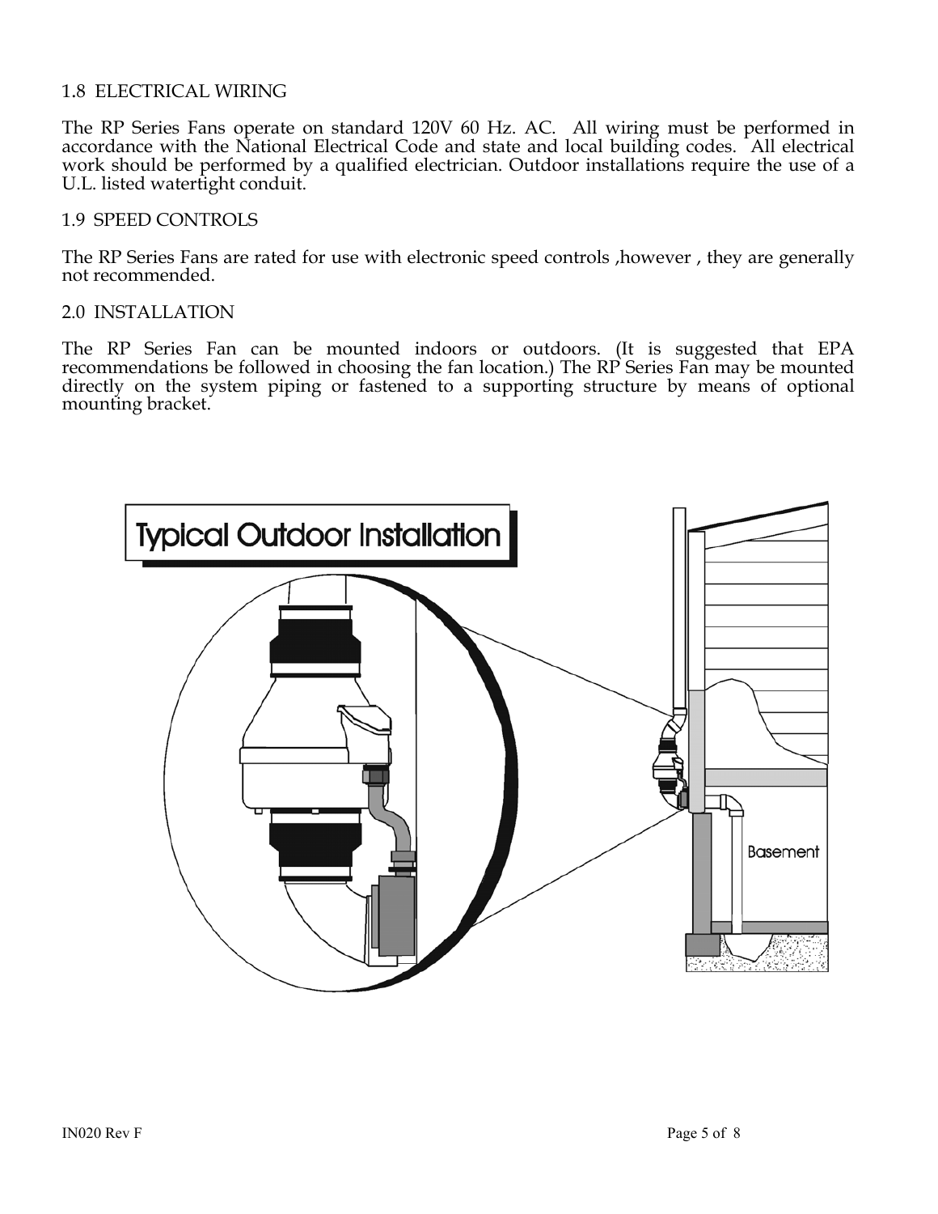## 1.8 ELECTRICAL WIRING

The RP Series Fans operate on standard 120V 60 Hz. AC. All wiring must be performed in accordance with the National Electrical Code and state and local building codes. All electrical work should be performed by a qualified electrician. Outdoor installations require the use of a U.L. listed watertight conduit.

## 1.9 SPEED CONTROLS

The RP Series Fans are rated for use with electronic speed controls ,however , they are generally not recommended.

## 2.0 INSTALLATION

The RP Series Fan can be mounted indoors or outdoors. (It is suggested that EPA recommendations be followed in choosing the fan location.) The RP Series Fan may be mounted directly on the system piping or fastened to a supporting structure by means of optional mounting bracket.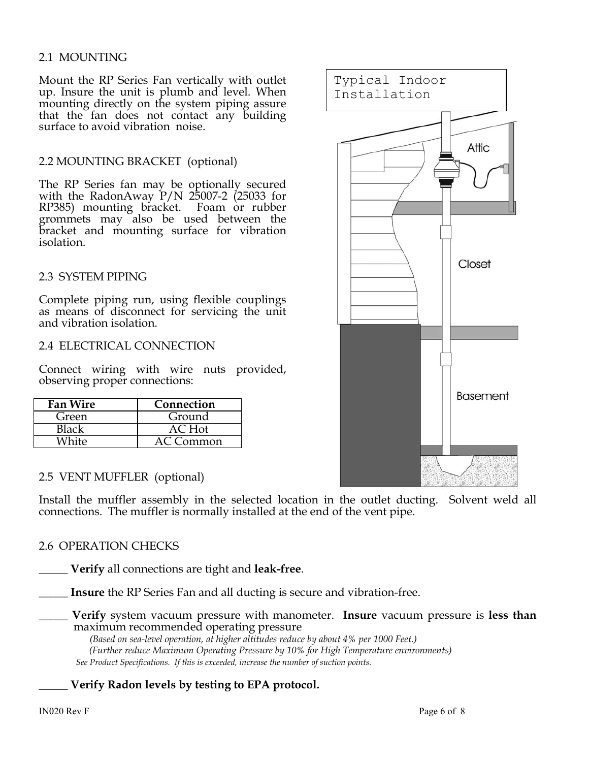## 2.1 MOUNTING

Mount the RP Series Fan vertically with outlet up. Insure the unit is plumb and level. When mounting directly on the system piping assure that the fan does not contact any building surface to avoid vibration noise.

## 2.2 MOUNTING BRACKET (optional)

The RP Series fan may be optionally secured with the RadonAway P/N 25007-2 (25033 for RP385) mounting bracket. Foam or rubber grommets may also be used between the bracket and mounting surface for vibration isolation.

## 2.3 SYSTEM PIPING

Complete piping run, using flexible couplings as means of disconnect for servicing the unit and vibration isolation.

## 2.4 ELECTRICAL CONNECTION

Connect wiring with wire nuts provided, observing proper connections:

| Fan Wire | Connection |
|---|---|
| Green | Ground |
| Black | AC Hot |
| White | AC Common |

Typical Indoor Installation

Attic

Closet

Basement

## 2.5 VENT MUFFLER (optional)

Install the muffler assembly in the selected location in the outlet ducting. Solvent weld all connections. The muffler is normally installed at the end of the vent pipe.

## 2.6 OPERATION CHECKS

_____ **Verify** all connections are tight and **leak-free**.

_____ **Insure** the RP Series Fan and all ducting is secure and vibration-free.

_____ **Verify** system vacuum pressure with manometer. **Insure** vacuum pressure is **less than** maximum recommended operating pressure

*(Based on sea-level operation, at higher altitudes reduce by about 4% per 1000 Feet.)*

*(Further reduce Maximum Operating Pressure by 10% for High Temperature environments)*

*See Product Specifications. If this is exceeded, increase the number of suction points.*

_____ **Verify Radon levels by testing to EPA protocol.**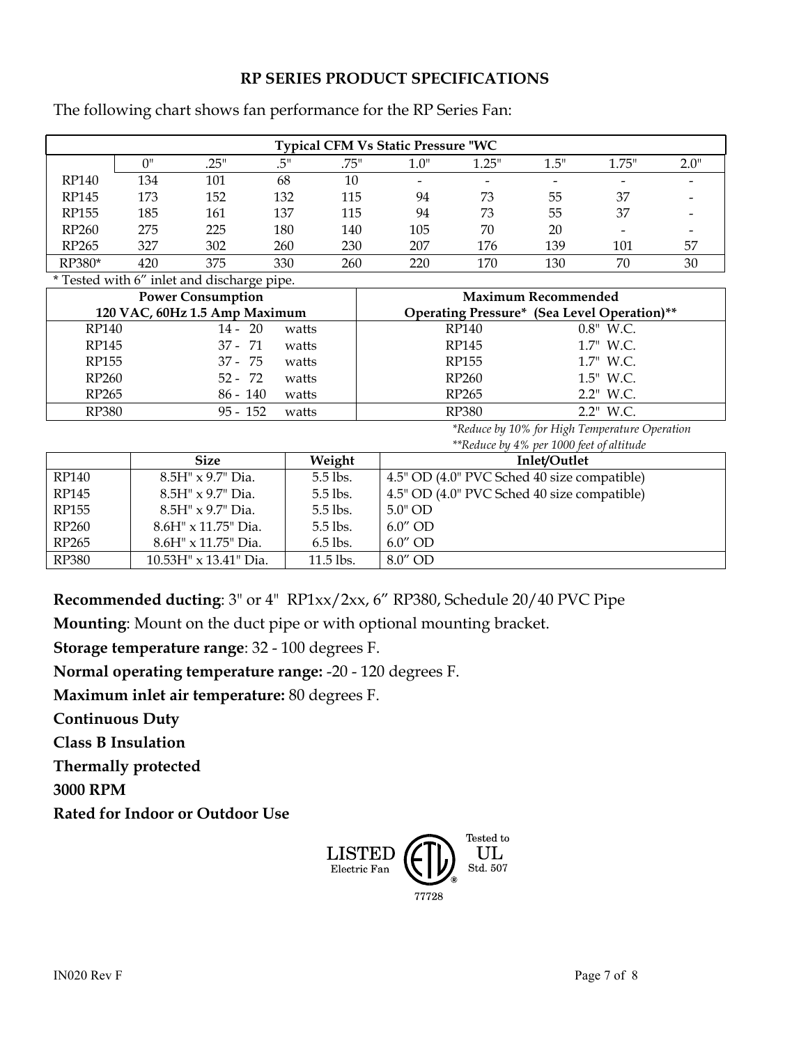## RP SERIES PRODUCT SPECIFICATIONS

The following chart shows fan performance for the RP Series Fan:

| Typical CFM Vs Static Pressure "WC | | | | | | | | | |
|---|---|---|---|---|---|---|---|---|---|
| | 0" | .25" | .5" | .75" | 1.0" | 1.25" | 1.5" | 1.75" | 2.0" |
| RP140 | 134 | 101 | 68 | 10 | - | - | - | - | - |
| RP145 | 173 | 152 | 132 | 115 | 94 | 73 | 55 | 37 | - |
| RP155 | 185 | 161 | 137 | 115 | 94 | 73 | 55 | 37 | - |
| RP260 | 275 | 225 | 180 | 140 | 105 | 70 | 20 | - | - |
| RP265 | 327 | 302 | 260 | 230 | 207 | 176 | 139 | 101 | 57 |
| RP380* | 420 | 375 | 330 | 260 | 220 | 170 | 130 | 70 | 30 |

* Tested with 6" inlet and discharge pipe.

| Power Consumption 120 VAC, 60Hz 1.5 Amp Maximum | | Maximum Recommended Operating Pressure* (Sea Level Operation)** | |
|---|---|---|---|
| RP140 | 14 - 20 watts | RP140 | 0.8" W.C. |
| RP145 | 37 - 71 watts | RP145 | 1.7" W.C. |
| RP155 | 37 - 75 watts | RP155 | 1.7" W.C. |
| RP260 | 52 - 72 watts | RP260 | 1.5" W.C. |
| RP265 | 86 - 140 watts | RP265 | 2.2" W.C. |
| RP380 | 95 - 152 watts | RP380 | 2.2" W.C. |

*Reduce by 10% for High Temperature Operation*

*\*\*Reduce by 4% per 1000 feet of altitude*

| | Size | Weight | Inlet/Outlet |
|---|---|---|---|
| RP140 | 8.5H" x 9.7" Dia. | 5.5 lbs. | 4.5" OD (4.0" PVC Sched 40 size compatible) |
| RP145 | 8.5H" x 9.7" Dia. | 5.5 lbs. | 4.5" OD (4.0" PVC Sched 40 size compatible) |
| RP155 | 8.5H" x 9.7" Dia. | 5.5 lbs. | 5.0" OD |
| RP260 | 8.6H" x 11.75" Dia. | 5.5 lbs. | 6.0" OD |
| RP265 | 8.6H" x 11.75" Dia. | 6.5 lbs. | 6.0" OD |
| RP380 | 10.53H" x 13.41" Dia. | 11.5 lbs. | 8.0" OD |

**Recommended ducting**: 3" or 4" RP1xx/2xx, 6" RP380, Schedule 20/40 PVC Pipe

**Mounting**: Mount on the duct pipe or with optional mounting bracket.

**Storage temperature range**: 32 - 100 degrees F.

**Normal operating temperature range:** -20 - 120 degrees F.

**Maximum inlet air temperature:** 80 degrees F.

**Continuous Duty**

**Class B Insulation**

**Thermally protected**

**3000 RPM**

**Rated for Indoor or Outdoor Use**

LISTED Electric Fan — ETL — Tested to UL Std. 507 — 77728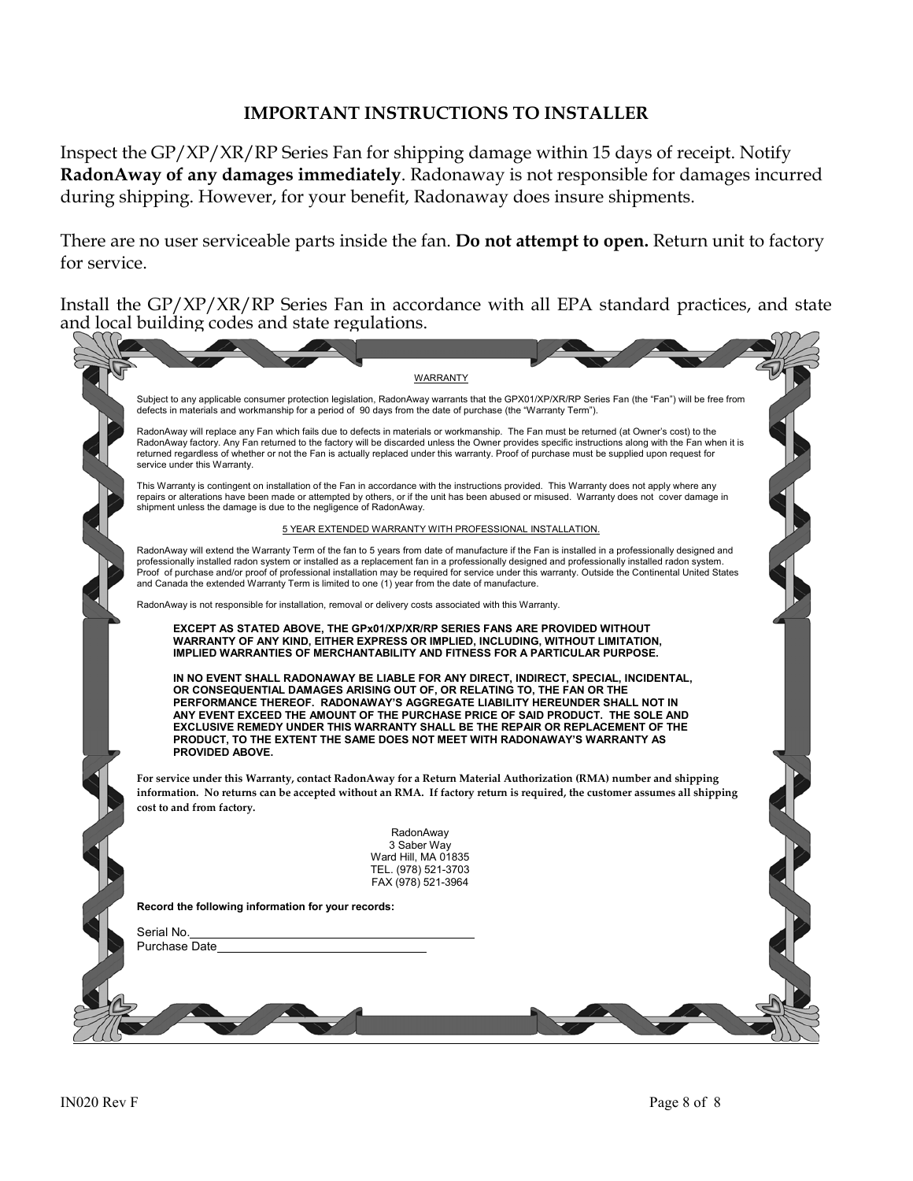## IMPORTANT INSTRUCTIONS TO INSTALLER

Inspect the GP/XP/XR/RP Series Fan for shipping damage within 15 days of receipt. Notify **RadonAway of any damages immediately**. Radonaway is not responsible for damages incurred during shipping. However, for your benefit, Radonaway does insure shipments.

There are no user serviceable parts inside the fan. **Do not attempt to open.** Return unit to factory for service.

Install the GP/XP/XR/RP Series Fan in accordance with all EPA standard practices, and state and local building codes and state regulations.

### WARRANTY

Subject to any applicable consumer protection legislation, RadonAway warrants that the GPX01/XP/XR/RP Series Fan (the "Fan") will be free from defects in materials and workmanship for a period of 90 days from the date of purchase (the "Warranty Term").

RadonAway will replace any Fan which fails due to defects in materials or workmanship. The Fan must be returned (at Owner's cost) to the RadonAway factory. Any Fan returned to the factory will be discarded unless the Owner provides specific instructions along with the Fan when it is returned regardless of whether or not the Fan is actually replaced under this warranty. Proof of purchase must be supplied upon request for service under this Warranty.

This Warranty is contingent on installation of the Fan in accordance with the instructions provided. This Warranty does not apply where any repairs or alterations have been made or attempted by others, or if the unit has been abused or misused. Warranty does not cover damage in shipment unless the damage is due to the negligence of RadonAway.

#### 5 YEAR EXTENDED WARRANTY WITH PROFESSIONAL INSTALLATION.

RadonAway will extend the Warranty Term of the fan to 5 years from date of manufacture if the Fan is installed in a professionally designed and professionally installed radon system or installed as a replacement fan in a professionally designed and professionally installed radon system. Proof of purchase and/or proof of professional installation may be required for service under this warranty. Outside the Continental United States and Canada the extended Warranty Term is limited to one (1) year from the date of manufacture.

RadonAway is not responsible for installation, removal or delivery costs associated with this Warranty.

**EXCEPT AS STATED ABOVE, THE GPx01/XP/XR/RP SERIES FANS ARE PROVIDED WITHOUT WARRANTY OF ANY KIND, EITHER EXPRESS OR IMPLIED, INCLUDING, WITHOUT LIMITATION, IMPLIED WARRANTIES OF MERCHANTABILITY AND FITNESS FOR A PARTICULAR PURPOSE.**

**IN NO EVENT SHALL RADONAWAY BE LIABLE FOR ANY DIRECT, INDIRECT, SPECIAL, INCIDENTAL, OR CONSEQUENTIAL DAMAGES ARISING OUT OF, OR RELATING TO, THE FAN OR THE PERFORMANCE THEREOF. RADONAWAY'S AGGREGATE LIABILITY HEREUNDER SHALL NOT IN ANY EVENT EXCEED THE AMOUNT OF THE PURCHASE PRICE OF SAID PRODUCT. THE SOLE AND EXCLUSIVE REMEDY UNDER THIS WARRANTY SHALL BE THE REPAIR OR REPLACEMENT OF THE PRODUCT, TO THE EXTENT THE SAME DOES NOT MEET WITH RADONAWAY'S WARRANTY AS PROVIDED ABOVE.**

**For service under this Warranty, contact RadonAway for a Return Material Authorization (RMA) number and shipping information. No returns can be accepted without an RMA. If factory return is required, the customer assumes all shipping cost to and from factory.**

RadonAway
3 Saber Way
Ward Hill, MA 01835
TEL. (978) 521-3703
FAX (978) 521-3964

**Record the following information for your records:**

Serial No.\_\_\_\_\_\_\_\_\_\_\_\_\_\_\_\_\_\_\_\_\_\_\_\_\_\_\_\_\_\_\_\_

Purchase Date\_\_\_\_\_\_\_\_\_\_\_\_\_\_\_\_\_\_\_\_\_\_\_\_\_\_\_\_

IN020 Rev F